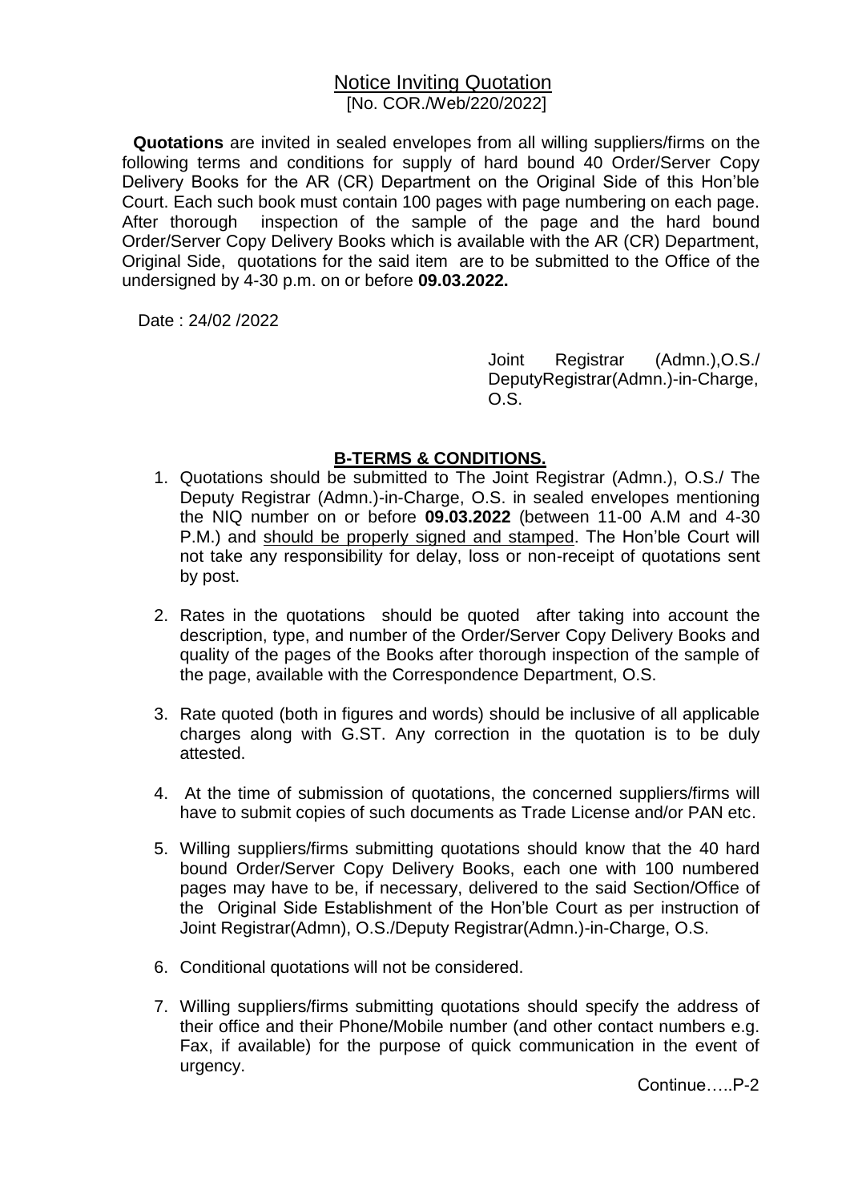# Notice Inviting Quotation

[No. COR./Web/220/2022]

**Quotations** are invited in sealed envelopes from all willing suppliers/firms on the following terms and conditions for supply of hard bound 40 Order/Server Copy Delivery Books for the AR (CR) Department on the Original Side of this Hon'ble Court. Each such book must contain 100 pages with page numbering on each page. After thorough inspection of the sample of the page and the hard bound Order/Server Copy Delivery Books which is available with the AR (CR) Department, Original Side, quotations for the said item are to be submitted to the Office of the undersigned by 4-30 p.m. on or before **09.03.2022.**

Date : 24/02 /2022

Joint Registrar (Admn.),O.S./
DeputyRegistrar(Admn.)-in-Charge,
O.S.

## B-TERMS & CONDITIONS.

1. Quotations should be submitted to The Joint Registrar (Admn.), O.S./ The Deputy Registrar (Admn.)-in-Charge, O.S. in sealed envelopes mentioning the NIQ number on or before **09.03.2022** (between 11-00 A.M and 4-30 P.M.) and should be properly signed and stamped. The Hon'ble Court will not take any responsibility for delay, loss or non-receipt of quotations sent by post.

2. Rates in the quotations should be quoted after taking into account the description, type, and number of the Order/Server Copy Delivery Books and quality of the pages of the Books after thorough inspection of the sample of the page, available with the Correspondence Department, O.S.

3. Rate quoted (both in figures and words) should be inclusive of all applicable charges along with G.ST. Any correction in the quotation is to be duly attested.

4. At the time of submission of quotations, the concerned suppliers/firms will have to submit copies of such documents as Trade License and/or PAN etc.

5. Willing suppliers/firms submitting quotations should know that the 40 hard bound Order/Server Copy Delivery Books, each one with 100 numbered pages may have to be, if necessary, delivered to the said Section/Office of the Original Side Establishment of the Hon'ble Court as per instruction of Joint Registrar(Admn), O.S./Deputy Registrar(Admn.)-in-Charge, O.S.

6. Conditional quotations will not be considered.

7. Willing suppliers/firms submitting quotations should specify the address of their office and their Phone/Mobile number (and other contact numbers e.g. Fax, if available) for the purpose of quick communication in the event of urgency.

Continue…..P-2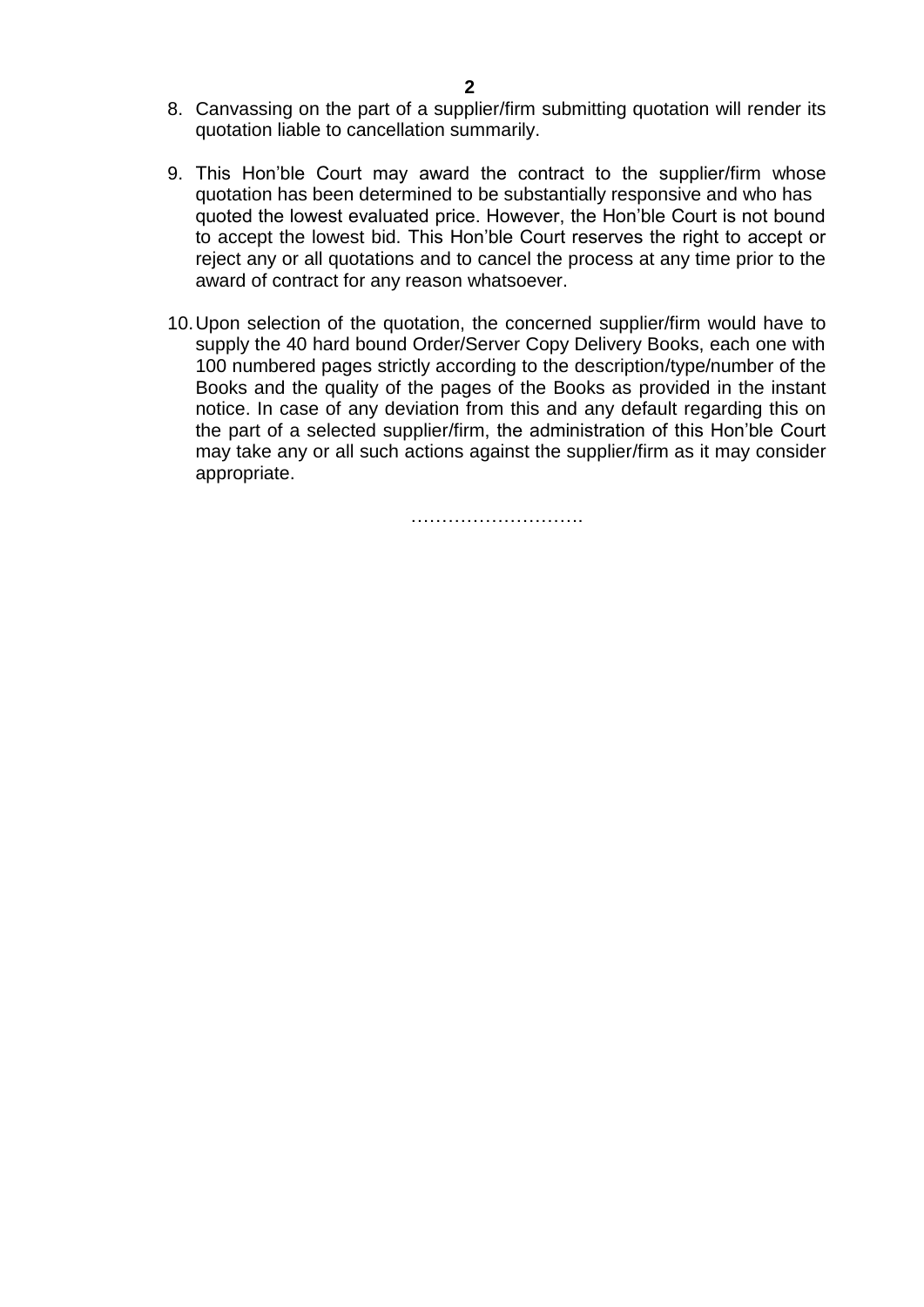8. Canvassing on the part of a supplier/firm submitting quotation will render its quotation liable to cancellation summarily.

9. This Hon'ble Court may award the contract to the supplier/firm whose quotation has been determined to be substantially responsive and who has quoted the lowest evaluated price. However, the Hon'ble Court is not bound to accept the lowest bid. This Hon'ble Court reserves the right to accept or reject any or all quotations and to cancel the process at any time prior to the award of contract for any reason whatsoever.

10. Upon selection of the quotation, the concerned supplier/firm would have to supply the 40 hard bound Order/Server Copy Delivery Books, each one with 100 numbered pages strictly according to the description/type/number of the Books and the quality of the pages of the Books as provided in the instant notice. In case of any deviation from this and any default regarding this on the part of a selected supplier/firm, the administration of this Hon'ble Court may take any or all such actions against the supplier/firm as it may consider appropriate.

……………………….